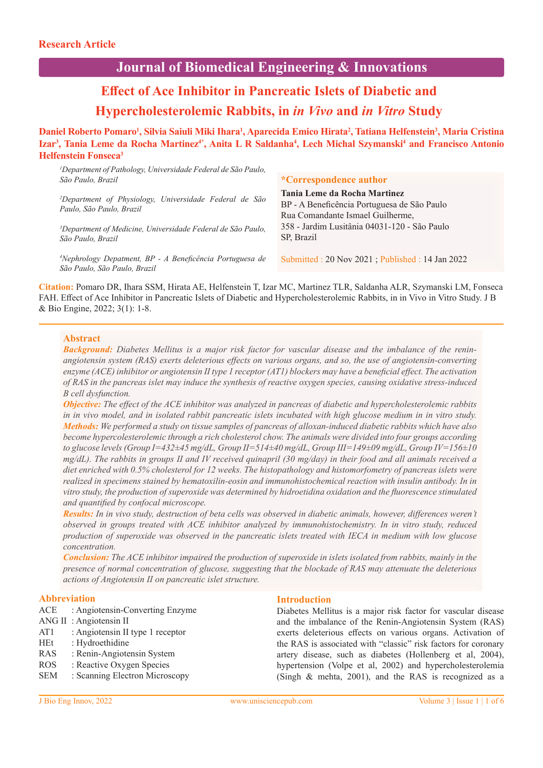Research Article

# Effect of Ace Inhibitor in Pancreatic Islets of Diabetic and Hypercholesterolemic Rabbits, in *in Vivo* and *in Vitro* Study

**Daniel Roberto Pomaro[1], Silvia Saiuli Miki Ihara[1], Aparecida Emico Hirata[2], Tatiana Helfenstein[3], Maria Cristina Izar[3], Tania Leme da Rocha Martinez[4*], Anita L R Saldanha[4], Lech Michal Szymanski[4] and Francisco Antonio Helfenstein Fonseca[3]**

[1]*Department of Pathology, Universidade Federal de São Paulo, São Paulo, Brazil*

[2]*Department of Physiology, Universidade Federal de São Paulo, São Paulo, Brazil*

[3]*Department of Medicine, Universidade Federal de São Paulo, São Paulo, Brazil*

[4]*Nephrology Depatment, BP - A Beneficência Portuguesa de São Paulo, São Paulo, Brazil*

**\*Correspondence author**

**Tania Leme da Rocha Martinez**
BP - A Beneficência Portuguesa de São Paulo
Rua Comandante Ismael Guilherme,
358 - Jardim Lusitânia 04031-120 - São Paulo
SP, Brazil

Submitted : 20 Nov 2021 ; Published : 14 Jan 2022

**Citation:** Pomaro DR, Ihara SSM, Hirata AE, Helfenstein T, Izar MC, Martinez TLR, Saldanha ALR, Szymanski LM, Fonseca FAH. Effect of Ace Inhibitor in Pancreatic Islets of Diabetic and Hypercholesterolemic Rabbits, in in Vivo in Vitro Study. J B & Bio Engine, 2022; 3(1): 1-8.

## Abstract

***Background:*** *Diabetes Mellitus is a major risk factor for vascular disease and the imbalance of the renin-angiotensin system (RAS) exerts deleterious effects on various organs, and so, the use of angiotensin-converting enzyme (ACE) inhibitor or angiotensin II type 1 receptor (AT1) blockers may have a beneficial effect. The activation of RAS in the pancreas islet may induce the synthesis of reactive oxygen species, causing oxidative stress-induced B cell dysfunction.*

***Objective:*** *The effect of the ACE inhibitor was analyzed in pancreas of diabetic and hypercholesterolemic rabbits in in vivo model, and in isolated rabbit pancreatic islets incubated with high glucose medium in in vitro study.*

***Methods:*** *We performed a study on tissue samples of pancreas of alloxan-induced diabetic rabbits which have also become hypercolesterolemic through a rich cholesterol chow. The animals were divided into four groups according to glucose levels (Group I=432±45 mg/dL, Group II=514±40 mg/dL, Group III=149±09 mg/dL, Group IV=156±10 mg/dL). The rabbits in groups II and IV received quinapril (30 mg/day) in their food and all animals received a diet enriched with 0.5% cholesterol for 12 weeks. The histopathology and histomorfometry of pancreas islets were realized in specimens stained by hematoxilin-eosin and immunohistochemical reaction with insulin antibody. In in vitro study, the production of superoxide was determined by hidroetidina oxidation and the fluorescence stimulated and quantified by confocal microscope.*

***Results:*** *In in vivo study, destruction of beta cells was observed in diabetic animals, however, differences weren't observed in groups treated with ACE inhibitor analyzed by immunohistochemistry. In in vitro study, reduced production of superoxide was observed in the pancreatic islets treated with IECA in medium with low glucose concentration.*

***Conclusion:*** *The ACE inhibitor impaired the production of superoxide in islets isolated from rabbits, mainly in the presence of normal concentration of glucose, suggesting that the blockade of RAS may attenuate the deleterious actions of Angiotensin II on pancreatic islet structure.*

## Abbreviation

ACE : Angiotensin-Converting Enzyme
ANG II : Angiotensin II
AT1 : Angiotensin II type 1 receptor
HEt : Hydroethidine
RAS : Renin-Angiotensin System
ROS : Reactive Oxygen Species
SEM : Scanning Electron Microscopy

## Introduction

Diabetes Mellitus is a major risk factor for vascular disease and the imbalance of the Renin-Angiotensin System (RAS) exerts deleterious effects on various organs. Activation of the RAS is associated with "classic" risk factors for coronary artery disease, such as diabetes (Hollenberg et al, 2004), hypertension (Volpe et al, 2002) and hypercholesterolemia (Singh & mehta, 2001), and the RAS is recognized as a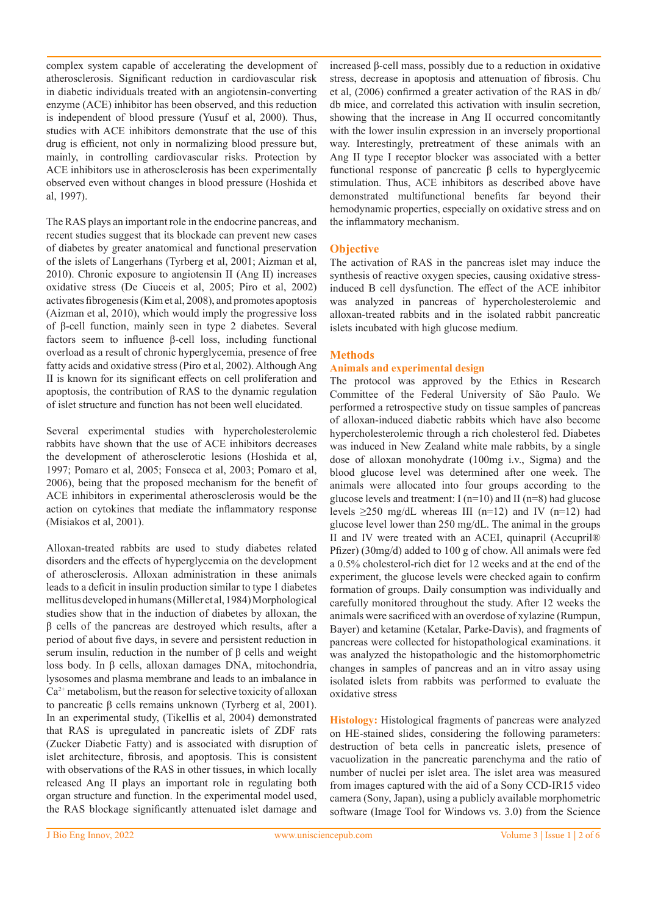complex system capable of accelerating the development of atherosclerosis. Significant reduction in cardiovascular risk in diabetic individuals treated with an angiotensin-converting enzyme (ACE) inhibitor has been observed, and this reduction is independent of blood pressure (Yusuf et al, 2000). Thus, studies with ACE inhibitors demonstrate that the use of this drug is efficient, not only in normalizing blood pressure but, mainly, in controlling cardiovascular risks. Protection by ACE inhibitors use in atherosclerosis has been experimentally observed even without changes in blood pressure (Hoshida et al, 1997).

The RAS plays an important role in the endocrine pancreas, and recent studies suggest that its blockade can prevent new cases of diabetes by greater anatomical and functional preservation of the islets of Langerhans (Tyrberg et al, 2001; Aizman et al, 2010). Chronic exposure to angiotensin II (Ang II) increases oxidative stress (De Ciuceis et al, 2005; Piro et al, 2002) activates fibrogenesis (Kim et al, 2008), and promotes apoptosis (Aizman et al, 2010), which would imply the progressive loss of β-cell function, mainly seen in type 2 diabetes. Several factors seem to influence β-cell loss, including functional overload as a result of chronic hyperglycemia, presence of free fatty acids and oxidative stress (Piro et al, 2002). Although Ang II is known for its significant effects on cell proliferation and apoptosis, the contribution of RAS to the dynamic regulation of islet structure and function has not been well elucidated.

Several experimental studies with hypercholesterolemic rabbits have shown that the use of ACE inhibitors decreases the development of atherosclerotic lesions (Hoshida et al, 1997; Pomaro et al, 2005; Fonseca et al, 2003; Pomaro et al, 2006), being that the proposed mechanism for the benefit of ACE inhibitors in experimental atherosclerosis would be the action on cytokines that mediate the inflammatory response (Misiakos et al, 2001).

Alloxan-treated rabbits are used to study diabetes related disorders and the effects of hyperglycemia on the development of atherosclerosis. Alloxan administration in these animals leads to a deficit in insulin production similar to type 1 diabetes mellitus developed in humans (Miller et al, 1984) Morphological studies show that in the induction of diabetes by alloxan, the β cells of the pancreas are destroyed which results, after a period of about five days, in severe and persistent reduction in serum insulin, reduction in the number of β cells and weight loss body. In β cells, alloxan damages DNA, mitochondria, lysosomes and plasma membrane and leads to an imbalance in $Ca^{2+}$ metabolism, but the reason for selective toxicity of alloxan to pancreatic β cells remains unknown (Tyrberg et al, 2001). In an experimental study, (Tikellis et al, 2004) demonstrated that RAS is upregulated in pancreatic islets of ZDF rats (Zucker Diabetic Fatty) and is associated with disruption of islet architecture, fibrosis, and apoptosis. This is consistent with observations of the RAS in other tissues, in which locally released Ang II plays an important role in regulating both organ structure and function. In the experimental model used, the RAS blockage significantly attenuated islet damage and increased β-cell mass, possibly due to a reduction in oxidative stress, decrease in apoptosis and attenuation of fibrosis. Chu et al, (2006) confirmed a greater activation of the RAS in db/db mice, and correlated this activation with insulin secretion, showing that the increase in Ang II occurred concomitantly with the lower insulin expression in an inversely proportional way. Interestingly, pretreatment of these animals with an Ang II type I receptor blocker was associated with a better functional response of pancreatic β cells to hyperglycemic stimulation. Thus, ACE inhibitors as described above have demonstrated multifunctional benefits far beyond their hemodynamic properties, especially on oxidative stress and on the inflammatory mechanism.

## Objective

The activation of RAS in the pancreas islet may induce the synthesis of reactive oxygen species, causing oxidative stress-induced B cell dysfunction. The effect of the ACE inhibitor was analyzed in pancreas of hypercholesterolemic and alloxan-treated rabbits and in the isolated rabbit pancreatic islets incubated with high glucose medium.

## Methods

### Animals and experimental design

The protocol was approved by the Ethics in Research Committee of the Federal University of São Paulo. We performed a retrospective study on tissue samples of pancreas of alloxan-induced diabetic rabbits which have also become hypercholesterolemic through a rich cholesterol fed. Diabetes was induced in New Zealand white male rabbits, by a single dose of alloxan monohydrate (100mg i.v., Sigma) and the blood glucose level was determined after one week. The animals were allocated into four groups according to the glucose levels and treatment: I (n=10) and II (n=8) had glucose levels ≥250 mg/dL whereas III (n=12) and IV (n=12) had glucose level lower than 250 mg/dL. The animal in the groups II and IV were treated with an ACEI, quinapril (Accupril® Pfizer) (30mg/d) added to 100 g of chow. All animals were fed a 0.5% cholesterol-rich diet for 12 weeks and at the end of the experiment, the glucose levels were checked again to confirm formation of groups. Daily consumption was individually and carefully monitored throughout the study. After 12 weeks the animals were sacrificed with an overdose of xylazine (Rumpun, Bayer) and ketamine (Ketalar, Parke-Davis), and fragments of pancreas were collected for histopathological examinations. it was analyzed the histopathologic and the histomorphometric changes in samples of pancreas and an in vitro assay using isolated islets from rabbits was performed to evaluate the oxidative stress

**Histology:** Histological fragments of pancreas were analyzed on HE-stained slides, considering the following parameters: destruction of beta cells in pancreatic islets, presence of vacuolization in the pancreatic parenchyma and the ratio of number of nuclei per islet area. The islet area was measured from images captured with the aid of a Sony CCD-IR15 video camera (Sony, Japan), using a publicly available morphometric software (Image Tool for Windows vs. 3.0) from the Science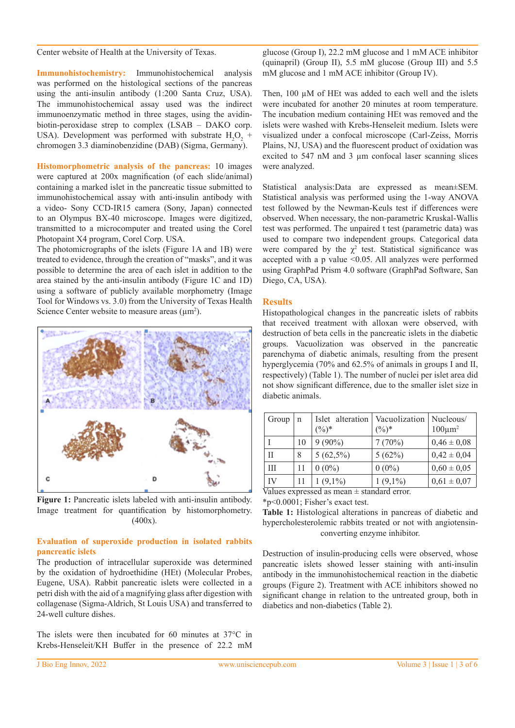Center website of Health at the University of Texas.

**Immunohistochemistry:** Immunohistochemical analysis was performed on the histological sections of the pancreas using the anti-insulin antibody (1:200 Santa Cruz, USA). The immunohistochemical assay used was the indirect immunoenzymatic method in three stages, using the avidin-biotin-peroxidase strep to complex (LSAB – DAKO corp. USA). Development was performed with substrate $H_2O_2$ + chromogen 3.3 diaminobenzidine (DAB) (Sigma, Germany).

**Histomorphometric analysis of the pancreas:** 10 images were captured at 200x magnification (of each slide/animal) containing a marked islet in the pancreatic tissue submitted to immunohistochemical assay with anti-insulin antibody with a video- Sony CCD-IR15 camera (Sony, Japan) connected to an Olympus BX-40 microscope. Images were digitized, transmitted to a microcomputer and treated using the Corel Photopaint X4 program, Corel Corp. USA.

The photomicrographs of the islets (Figure 1A and 1B) were treated to evidence, through the creation of "masks", and it was possible to determine the area of each islet in addition to the area stained by the anti-insulin antibody (Figure 1C and 1D) using a software of publicly available morphometry (Image Tool for Windows vs. 3.0) from the University of Texas Health Science Center website to measure areas (µm²).

**Figure 1:** Pancreatic islets labeled with anti-insulin antibody. Image treatment for quantification by histomorphometry. (400x).

**Evaluation of superoxide production in isolated rabbits pancreatic islets**

The production of intracellular superoxide was determined by the oxidation of hydroethidine (HEt) (Molecular Probes, Eugene, USA). Rabbit pancreatic islets were collected in a petri dish with the aid of a magnifying glass after digestion with collagenase (Sigma-Aldrich, St Louis USA) and transferred to 24-well culture dishes.

The islets were then incubated for 60 minutes at 37°C in Krebs-Henseleit/KH Buffer in the presence of 22.2 mM glucose (Group I), 22.2 mM glucose and 1 mM ACE inhibitor (quinapril) (Group II), 5.5 mM glucose (Group III) and 5.5 mM glucose and 1 mM ACE inhibitor (Group IV).

Then, 100 µM of HEt was added to each well and the islets were incubated for another 20 minutes at room temperature. The incubation medium containing HEt was removed and the islets were washed with Krebs-Henseleit medium. Islets were visualized under a confocal microscope (Carl-Zeiss, Morris Plains, NJ, USA) and the fluorescent product of oxidation was excited to 547 nM and 3 µm confocal laser scanning slices were analyzed.

Statistical analysis:Data are expressed as mean±SEM. Statistical analysis was performed using the 1-way ANOVA test followed by the Newman-Keuls test if differences were observed. When necessary, the non-parametric Kruskal-Wallis test was performed. The unpaired t test (parametric data) was used to compare two independent groups. Categorical data were compared by the $\chi^2$ test. Statistical significance was accepted with a p value <0.05. All analyzes were performed using GraphPad Prism 4.0 software (GraphPad Software, San Diego, CA, USA).

## Results

Histopathological changes in the pancreatic islets of rabbits that received treatment with alloxan were observed, with destruction of beta cells in the pancreatic islets in the diabetic groups. Vacuolization was observed in the pancreatic parenchyma of diabetic animals, resulting from the present hyperglycemia (70% and 62.5% of animals in groups I and II, respectively) (Table 1). The number of nuclei per islet area did not show significant difference, due to the smaller islet size in diabetic animals.

| Group | n | Islet alteration (%)* | Vacuolization (%)* | Nucleous/ 100µm² |
|---|---|---|---|---|
| I | 10 | 9 (90%) | 7 (70%) | 0,46 ± 0,08 |
| II | 8 | 5 (62,5%) | 5 (62%) | 0,42 ± 0,04 |
| III | 11 | 0 (0%) | 0 (0%) | 0,60 ± 0,05 |
| IV | 11 | 1 (9,1%) | 1 (9,1%) | 0,61 ± 0,07 |

Values expressed as mean ± standard error.
*p<0.0001; Fisher's exact test.

**Table 1:** Histological alterations in pancreas of diabetic and hypercholesterolemic rabbits treated or not with angiotensin-converting enzyme inhibitor.

Destruction of insulin-producing cells were observed, whose pancreatic islets showed lesser staining with anti-insulin antibody in the immunohistochemical reaction in the diabetic groups (Figure 2). Treatment with ACE inhibitors showed no significant change in relation to the untreated group, both in diabetics and non-diabetics (Table 2).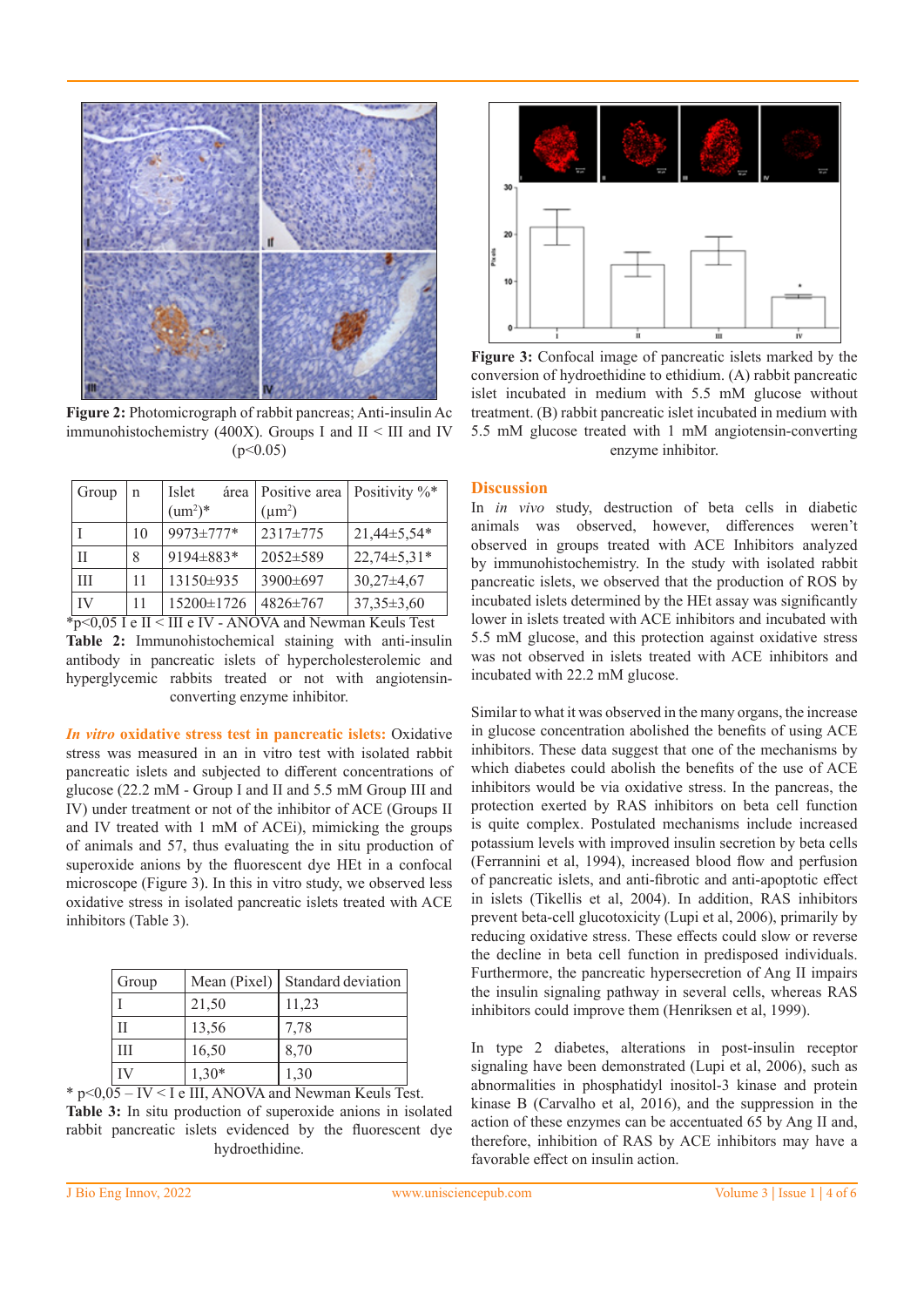**Figure 2:** Photomicrograph of rabbit pancreas; Anti-insulin Ac immunohistochemistry (400X). Groups I and II < III and IV (p<0.05)

| Group | n | Islet área (um²)* | Positive area (μm²) | Positivity %* |
|---|---|---|---|---|
| I | 10 | 9973±777* | 2317±775 | 21,44±5,54* |
| II | 8 | 9194±883* | 2052±589 | 22,74±5,31* |
| III | 11 | 13150±935 | 3900±697 | 30,27±4,67 |
| IV | 11 | 15200±1726 | 4826±767 | 37,35±3,60 |

*p<0,05 I e II < III e IV - ANOVA and Newman Keuls Test

**Table 2:** Immunohistochemical staining with anti-insulin antibody in pancreatic islets of hypercholesterolemic and hyperglycemic rabbits treated or not with angiotensin-converting enzyme inhibitor.

***In vitro* oxidative stress test in pancreatic islets:** Oxidative stress was measured in an in vitro test with isolated rabbit pancreatic islets and subjected to different concentrations of glucose (22.2 mM - Group I and II and 5.5 mM Group III and IV) under treatment or not of the inhibitor of ACE (Groups II and IV treated with 1 mM of ACEi), mimicking the groups of animals and 57, thus evaluating the in situ production of superoxide anions by the fluorescent dye HEt in a confocal microscope (Figure 3). In this in vitro study, we observed less oxidative stress in isolated pancreatic islets treated with ACE inhibitors (Table 3).

| Group | Mean (Pixel) | Standard deviation |
|---|---|---|
| I | 21,50 | 11,23 |
| II | 13,56 | 7,78 |
| III | 16,50 | 8,70 |
| IV | 1,30* | 1,30 |

* p<0,05 – IV < I e III, ANOVA and Newman Keuls Test.

**Table 3:** In situ production of superoxide anions in isolated rabbit pancreatic islets evidenced by the fluorescent dye hydroethidine.

**Figure 3:** Confocal image of pancreatic islets marked by the conversion of hydroethidine to ethidium. (A) rabbit pancreatic islet incubated in medium with 5.5 mM glucose without treatment. (B) rabbit pancreatic islet incubated in medium with 5.5 mM glucose treated with 1 mM angiotensin-converting enzyme inhibitor.

## Discussion

In *in vivo* study, destruction of beta cells in diabetic animals was observed, however, differences weren't observed in groups treated with ACE Inhibitors analyzed by immunohistochemistry. In the study with isolated rabbit pancreatic islets, we observed that the production of ROS by incubated islets determined by the HEt assay was significantly lower in islets treated with ACE inhibitors and incubated with 5.5 mM glucose, and this protection against oxidative stress was not observed in islets treated with ACE inhibitors and incubated with 22.2 mM glucose.

Similar to what it was observed in the many organs, the increase in glucose concentration abolished the benefits of using ACE inhibitors. These data suggest that one of the mechanisms by which diabetes could abolish the benefits of the use of ACE inhibitors would be via oxidative stress. In the pancreas, the protection exerted by RAS inhibitors on beta cell function is quite complex. Postulated mechanisms include increased potassium levels with improved insulin secretion by beta cells (Ferrannini et al, 1994), increased blood flow and perfusion of pancreatic islets, and anti-fibrotic and anti-apoptotic effect in islets (Tikellis et al, 2004). In addition, RAS inhibitors prevent beta-cell glucotoxicity (Lupi et al, 2006), primarily by reducing oxidative stress. These effects could slow or reverse the decline in beta cell function in predisposed individuals. Furthermore, the pancreatic hypersecretion of Ang II impairs the insulin signaling pathway in several cells, whereas RAS inhibitors could improve them (Henriksen et al, 1999).

In type 2 diabetes, alterations in post-insulin receptor signaling have been demonstrated (Lupi et al, 2006), such as abnormalities in phosphatidyl inositol-3 kinase and protein kinase B (Carvalho et al, 2016), and the suppression in the action of these enzymes can be accentuated 65 by Ang II and, therefore, inhibition of RAS by ACE inhibitors may have a favorable effect on insulin action.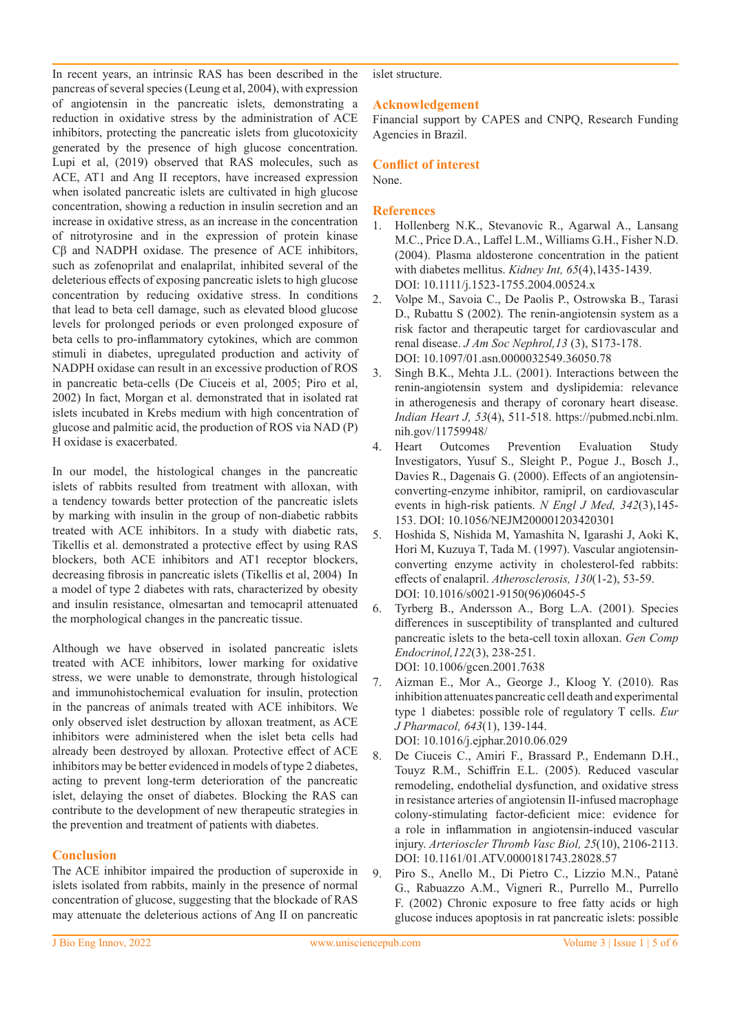In recent years, an intrinsic RAS has been described in the pancreas of several species (Leung et al, 2004), with expression of angiotensin in the pancreatic islets, demonstrating a reduction in oxidative stress by the administration of ACE inhibitors, protecting the pancreatic islets from glucotoxicity generated by the presence of high glucose concentration. Lupi et al, (2019) observed that RAS molecules, such as ACE, AT1 and Ang II receptors, have increased expression when isolated pancreatic islets are cultivated in high glucose concentration, showing a reduction in insulin secretion and an increase in oxidative stress, as an increase in the concentration of nitrotyrosine and in the expression of protein kinase Cβ and NADPH oxidase. The presence of ACE inhibitors, such as zofenoprilat and enalaprilat, inhibited several of the deleterious effects of exposing pancreatic islets to high glucose concentration by reducing oxidative stress. In conditions that lead to beta cell damage, such as elevated blood glucose levels for prolonged periods or even prolonged exposure of beta cells to pro-inflammatory cytokines, which are common stimuli in diabetes, upregulated production and activity of NADPH oxidase can result in an excessive production of ROS in pancreatic beta-cells (De Ciuceis et al, 2005; Piro et al, 2002) In fact, Morgan et al. demonstrated that in isolated rat islets incubated in Krebs medium with high concentration of glucose and palmitic acid, the production of ROS via NAD (P) H oxidase is exacerbated.

In our model, the histological changes in the pancreatic islets of rabbits resulted from treatment with alloxan, with a tendency towards better protection of the pancreatic islets by marking with insulin in the group of non-diabetic rabbits treated with ACE inhibitors. In a study with diabetic rats, Tikellis et al. demonstrated a protective effect by using RAS blockers, both ACE inhibitors and AT1 receptor blockers, decreasing fibrosis in pancreatic islets (Tikellis et al, 2004) In a model of type 2 diabetes with rats, characterized by obesity and insulin resistance, olmesartan and temocapril attenuated the morphological changes in the pancreatic tissue.

Although we have observed in isolated pancreatic islets treated with ACE inhibitors, lower marking for oxidative stress, we were unable to demonstrate, through histological and immunohistochemical evaluation for insulin, protection in the pancreas of animals treated with ACE inhibitors. We only observed islet destruction by alloxan treatment, as ACE inhibitors were administered when the islet beta cells had already been destroyed by alloxan. Protective effect of ACE inhibitors may be better evidenced in models of type 2 diabetes, acting to prevent long-term deterioration of the pancreatic islet, delaying the onset of diabetes. Blocking the RAS can contribute to the development of new therapeutic strategies in the prevention and treatment of patients with diabetes.

## Conclusion

The ACE inhibitor impaired the production of superoxide in islets isolated from rabbits, mainly in the presence of normal concentration of glucose, suggesting that the blockade of RAS may attenuate the deleterious actions of Ang II on pancreatic islet structure.

## Acknowledgement

Financial support by CAPES and CNPQ, Research Funding Agencies in Brazil.

## Conflict of interest

None.

## References

1. Hollenberg N.K., Stevanovic R., Agarwal A., Lansang M.C., Price D.A., Laffel L.M., Williams G.H., Fisher N.D. (2004). Plasma aldosterone concentration in the patient with diabetes mellitus. *Kidney Int, 65*(4),1435-1439. DOI: 10.1111/j.1523-1755.2004.00524.x
2. Volpe M., Savoia C., De Paolis P., Ostrowska B., Tarasi D., Rubattu S (2002). The renin-angiotensin system as a risk factor and therapeutic target for cardiovascular and renal disease. *J Am Soc Nephrol,13* (3), S173-178. DOI: 10.1097/01.asn.0000032549.36050.78
3. Singh B.K., Mehta J.L. (2001). Interactions between the renin-angiotensin system and dyslipidemia: relevance in atherogenesis and therapy of coronary heart disease. *Indian Heart J, 53*(4), 511-518. https://pubmed.ncbi.nlm.nih.gov/11759948/
4. Heart Outcomes Prevention Evaluation Study Investigators, Yusuf S., Sleight P., Pogue J., Bosch J., Davies R., Dagenais G. (2000). Effects of an angiotensin-converting-enzyme inhibitor, ramipril, on cardiovascular events in high-risk patients. *N Engl J Med, 342*(3),145-153. DOI: 10.1056/NEJM200001203420301
5. Hoshida S, Nishida M, Yamashita N, Igarashi J, Aoki K, Hori M, Kuzuya T, Tada M. (1997). Vascular angiotensin-converting enzyme activity in cholesterol-fed rabbits: effects of enalapril. *Atherosclerosis, 130*(1-2), 53-59. DOI: 10.1016/s0021-9150(96)06045-5
6. Tyrberg B., Andersson A., Borg L.A. (2001). Species differences in susceptibility of transplanted and cultured pancreatic islets to the beta-cell toxin alloxan. *Gen Comp Endocrinol,122*(3), 238-251. DOI: 10.1006/gcen.2001.7638
7. Aizman E., Mor A., George J., Kloog Y. (2010). Ras inhibition attenuates pancreatic cell death and experimental type 1 diabetes: possible role of regulatory T cells. *Eur J Pharmacol, 643*(1), 139-144. DOI: 10.1016/j.ejphar.2010.06.029
8. De Ciuceis C., Amiri F., Brassard P., Endemann D.H., Touyz R.M., Schiffrin E.L. (2005). Reduced vascular remodeling, endothelial dysfunction, and oxidative stress in resistance arteries of angiotensin II-infused macrophage colony-stimulating factor-deficient mice: evidence for a role in inflammation in angiotensin-induced vascular injury. *Arterioscler Thromb Vasc Biol, 25*(10), 2106-2113. DOI: 10.1161/01.ATV.0000181743.28028.57
9. Piro S., Anello M., Di Pietro C., Lizzio M.N., Patanè G., Rabuazzo A.M., Vigneri R., Purrello M., Purrello F. (2002) Chronic exposure to free fatty acids or high glucose induces apoptosis in rat pancreatic islets: possible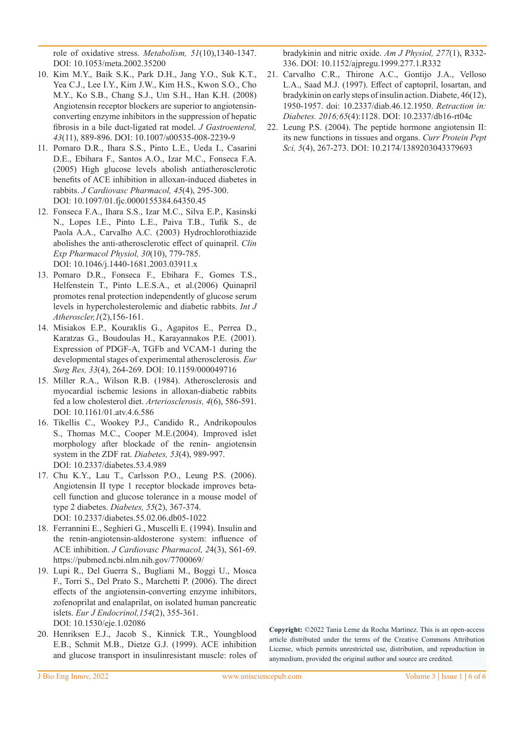role of oxidative stress. *Metabolism, 51*(10),1340-1347. DOI: 10.1053/meta.2002.35200

10. Kim M.Y., Baik S.K., Park D.H., Jang Y.O., Suk K.T., Yea C.J., Lee I.Y., Kim J.W., Kim H.S., Kwon S.O., Cho M.Y., Ko S.B., Chang S.J., Um S.H., Han K.H. (2008) Angiotensin receptor blockers are superior to angiotensin-converting enzyme inhibitors in the suppression of hepatic fibrosis in a bile duct-ligated rat model. *J Gastroenterol, 43*(11), 889-896. DOI: 10.1007/s00535-008-2239-9
11. Pomaro D.R., Ihara S.S., Pinto L.E., Ueda I., Casarini D.E., Ebihara F., Santos A.O., Izar M.C., Fonseca F.A. (2005) High glucose levels abolish antiatherosclerotic benefits of ACE inhibition in alloxan-induced diabetes in rabbits. *J Cardiovasc Pharmacol, 45*(4), 295-300. DOI: 10.1097/01.fjc.0000155384.64350.45
12. Fonseca F.A., Ihara S.S., Izar M.C., Silva E.P., Kasinski N., Lopes I.E., Pinto L.E., Paiva T.B., Tufik S., de Paola A.A., Carvalho A.C. (2003) Hydrochlorothiazide abolishes the anti-atherosclerotic effect of quinapril. *Clin Exp Pharmacol Physiol, 30*(10), 779-785. DOI: 10.1046/j.1440-1681.2003.03911.x
13. Pomaro D.R., Fonseca F., Ebihara F., Gomes T.S., Helfenstein T., Pinto L.E.S.A., et al.(2006) Quinapril promotes renal protection independently of glucose serum levels in hypercholesterolemic and diabetic rabbits. *Int J Atheroscler,1*(2),156-161.
14. Misiakos E.P., Kouraklis G., Agapitos E., Perrea D., Karatzas G., Boudoulas H., Karayannakos P.E. (2001). Expression of PDGF-A, TGFb and VCAM-1 during the developmental stages of experimental atherosclerosis. *Eur Surg Res, 33*(4), 264-269. DOI: 10.1159/000049716
15. Miller R.A., Wilson R.B. (1984). Atherosclerosis and myocardial ischemic lesions in alloxan-diabetic rabbits fed a low cholesterol diet. *Arteriosclerosis, 4*(6), 586-591. DOI: 10.1161/01.atv.4.6.586
16. Tikellis C., Wookey P.J., Candido R., Andrikopoulos S., Thomas M.C., Cooper M.E.(2004). Improved islet morphology after blockade of the renin- angiotensin system in the ZDF rat. *Diabetes, 53*(4), 989-997. DOI: 10.2337/diabetes.53.4.989
17. Chu K.Y., Lau T., Carlsson P.O., Leung P.S. (2006). Angiotensin II type 1 receptor blockade improves beta-cell function and glucose tolerance in a mouse model of type 2 diabetes. *Diabetes, 55*(2), 367-374. DOI: 10.2337/diabetes.55.02.06.db05-1022
18. Ferrannini E., Seghieri G., Muscelli E. (1994). Insulin and the renin-angiotensin-aldosterone system: influence of ACE inhibition. *J Cardiovasc Pharmacol, 2*4(3), S61-69. https://pubmed.ncbi.nlm.nih.gov/7700069/
19. Lupi R., Del Guerra S., Bugliani M., Boggi U., Mosca F., Torri S., Del Prato S., Marchetti P. (2006). The direct effects of the angiotensin-converting enzyme inhibitors, zofenoprilat and enalaprilat, on isolated human pancreatic islets. *Eur J Endocrinol,154*(2), 355-361. DOI: 10.1530/eje.1.02086
20. Henriksen E.J., Jacob S., Kinnick T.R., Youngblood E.B., Schmit M.B., Dietze G.J. (1999). ACE inhibition and glucose transport in insulinresistant muscle: roles of bradykinin and nitric oxide. *Am J Physiol, 277*(1), R332-336. DOI: 10.1152/ajpregu.1999.277.1.R332
21. Carvalho C.R., Thirone A.C., Gontijo J.A., Velloso L.A., Saad M.J. (1997). Effect of captopril, losartan, and bradykinin on early steps of insulin action. Diabete, 46(12), 1950-1957. doi: 10.2337/diab.46.12.1950. *Retraction in: Diabetes. 2016;65*(4):1128. DOI: 10.2337/db16-rt04c
22. Leung P.S. (2004). The peptide hormone angiotensin II: its new functions in tissues and organs. *Curr Protein Pept Sci, 5*(4), 267-273. DOI: 10.2174/1389203043379693

**Copyright:** ©2022 Tania Leme da Rocha Martinez. This is an open-access article distributed under the terms of the Creative Commons Attribution License, which permits unrestricted use, distribution, and reproduction in anymedium, provided the original author and source are credited.